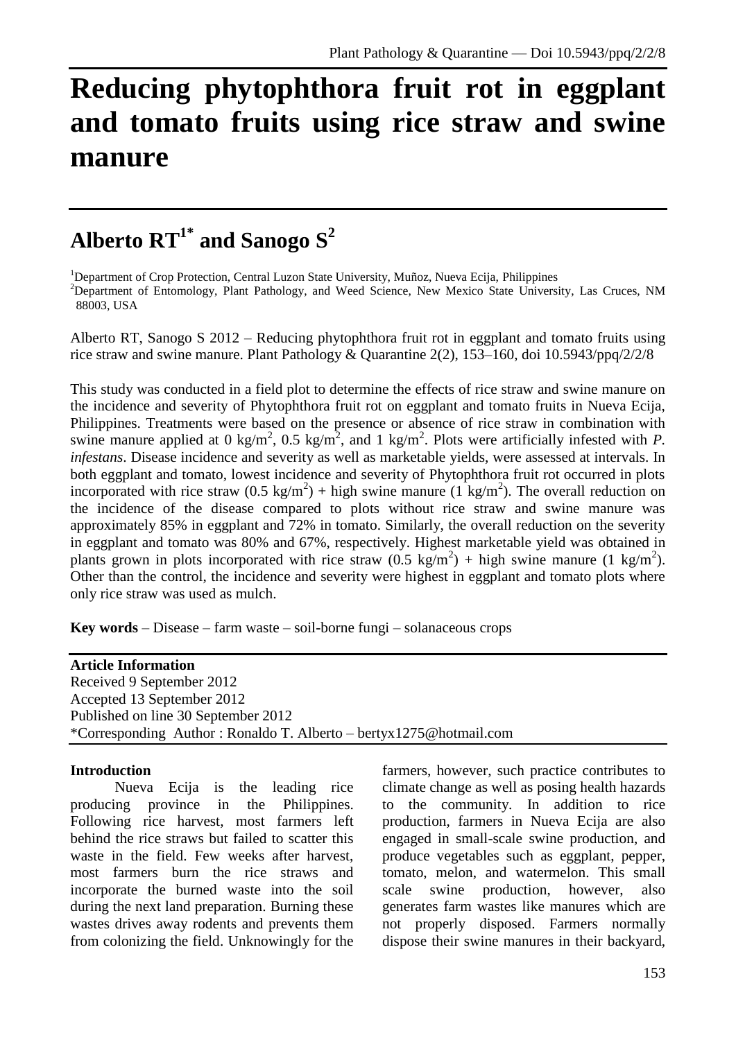# Reducing phytophthora fruit rot in eggplant and tomato fruits using rice straw and swine manure

## Alberto RT[1*] and Sanogo S[2]

[1]Department of Crop Protection, Central Luzon State University, Muñoz, Nueva Ecija, Philippines
[2]Department of Entomology, Plant Pathology, and Weed Science, New Mexico State University, Las Cruces, NM 88003, USA

Alberto RT, Sanogo S 2012 – Reducing phytophthora fruit rot in eggplant and tomato fruits using rice straw and swine manure. Plant Pathology & Quarantine 2(2), 153–160, doi 10.5943/ppq/2/2/8

This study was conducted in a field plot to determine the effects of rice straw and swine manure on the incidence and severity of Phytophthora fruit rot on eggplant and tomato fruits in Nueva Ecija, Philippines. Treatments were based on the presence or absence of rice straw in combination with swine manure applied at 0 kg/m$^2$, 0.5 kg/m$^2$, and 1 kg/m$^2$. Plots were artificially infested with *P. infestans*. Disease incidence and severity as well as marketable yields, were assessed at intervals. In both eggplant and tomato, lowest incidence and severity of Phytophthora fruit rot occurred in plots incorporated with rice straw (0.5 kg/m$^2$) + high swine manure (1 kg/m$^2$). The overall reduction on the incidence of the disease compared to plots without rice straw and swine manure was approximately 85% in eggplant and 72% in tomato. Similarly, the overall reduction on the severity in eggplant and tomato was 80% and 67%, respectively. Highest marketable yield was obtained in plants grown in plots incorporated with rice straw (0.5 kg/m$^2$) + high swine manure (1 kg/m$^2$). Other than the control, the incidence and severity were highest in eggplant and tomato plots where only rice straw was used as mulch.

**Key words** – Disease – farm waste – soil-borne fungi – solanaceous crops

**Article Information**
Received 9 September 2012
Accepted 13 September 2012
Published on line 30 September 2012
*Corresponding Author : Ronaldo T. Alberto – bertyx1275@hotmail.com

### Introduction

Nueva Ecija is the leading rice producing province in the Philippines. Following rice harvest, most farmers left behind the rice straws but failed to scatter this waste in the field. Few weeks after harvest, most farmers burn the rice straws and incorporate the burned waste into the soil during the next land preparation. Burning these wastes drives away rodents and prevents them from colonizing the field. Unknowingly for the farmers, however, such practice contributes to climate change as well as posing health hazards to the community. In addition to rice production, farmers in Nueva Ecija are also engaged in small-scale swine production, and produce vegetables such as eggplant, pepper, tomato, melon, and watermelon. This small scale swine production, however, also generates farm wastes like manures which are not properly disposed. Farmers normally dispose their swine manures in their backyard,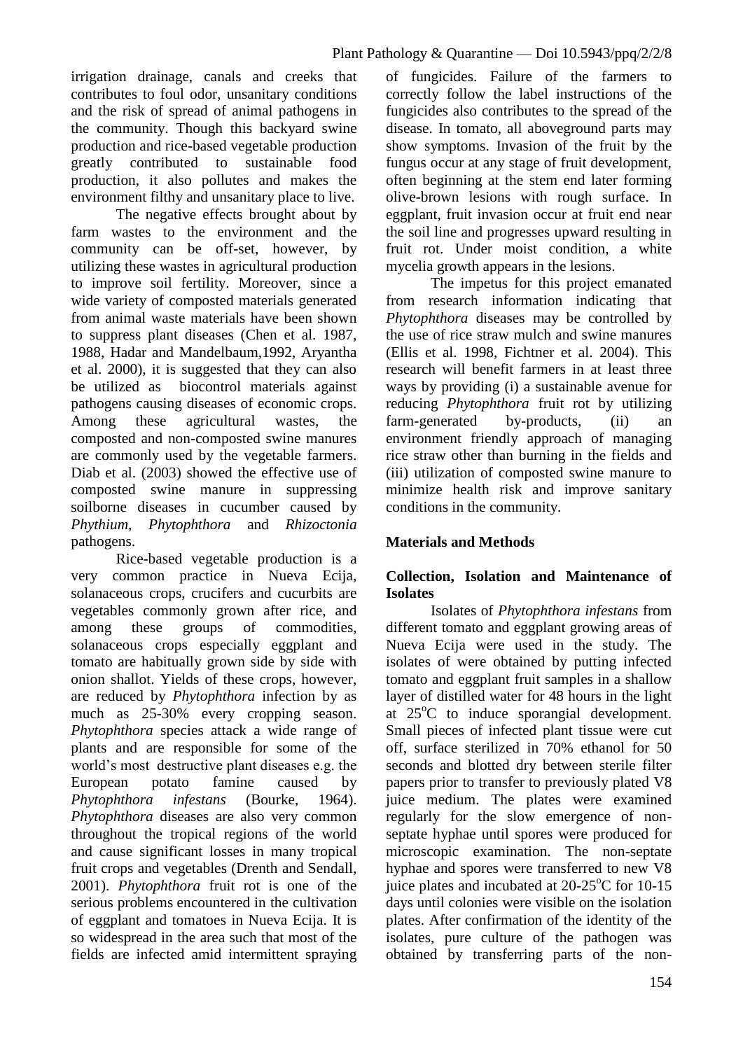irrigation drainage, canals and creeks that contributes to foul odor, unsanitary conditions and the risk of spread of animal pathogens in the community. Though this backyard swine production and rice-based vegetable production greatly contributed to sustainable food production, it also pollutes and makes the environment filthy and unsanitary place to live.

The negative effects brought about by farm wastes to the environment and the community can be off-set, however, by utilizing these wastes in agricultural production to improve soil fertility. Moreover, since a wide variety of composted materials generated from animal waste materials have been shown to suppress plant diseases (Chen et al. 1987, 1988, Hadar and Mandelbaum,1992, Aryantha et al. 2000), it is suggested that they can also be utilized as biocontrol materials against pathogens causing diseases of economic crops. Among these agricultural wastes, the composted and non-composted swine manures are commonly used by the vegetable farmers. Diab et al. (2003) showed the effective use of composted swine manure in suppressing soilborne diseases in cucumber caused by *Phythium*, *Phytophthora* and *Rhizoctonia* pathogens.

Rice-based vegetable production is a very common practice in Nueva Ecija, solanaceous crops, crucifers and cucurbits are vegetables commonly grown after rice, and among these groups of commodities, solanaceous crops especially eggplant and tomato are habitually grown side by side with onion shallot. Yields of these crops, however, are reduced by *Phytophthora* infection by as much as 25-30% every cropping season. *Phytophthora* species attack a wide range of plants and are responsible for some of the world's most destructive plant diseases e.g. the European potato famine caused by *Phytophthora infestans* (Bourke, 1964). *Phytophthora* diseases are also very common throughout the tropical regions of the world and cause significant losses in many tropical fruit crops and vegetables (Drenth and Sendall, 2001). *Phytophthora* fruit rot is one of the serious problems encountered in the cultivation of eggplant and tomatoes in Nueva Ecija. It is so widespread in the area such that most of the fields are infected amid intermittent spraying of fungicides. Failure of the farmers to correctly follow the label instructions of the fungicides also contributes to the spread of the disease. In tomato, all aboveground parts may show symptoms. Invasion of the fruit by the fungus occur at any stage of fruit development, often beginning at the stem end later forming olive-brown lesions with rough surface. In eggplant, fruit invasion occur at fruit end near the soil line and progresses upward resulting in fruit rot. Under moist condition, a white mycelia growth appears in the lesions.

The impetus for this project emanated from research information indicating that *Phytophthora* diseases may be controlled by the use of rice straw mulch and swine manures (Ellis et al. 1998, Fichtner et al. 2004). This research will benefit farmers in at least three ways by providing (i) a sustainable avenue for reducing *Phytophthora* fruit rot by utilizing farm-generated by-products, (ii) an environment friendly approach of managing rice straw other than burning in the fields and (iii) utilization of composted swine manure to minimize health risk and improve sanitary conditions in the community.

## Materials and Methods

### Collection, Isolation and Maintenance of Isolates

Isolates of *Phytophthora infestans* from different tomato and eggplant growing areas of Nueva Ecija were used in the study. The isolates of were obtained by putting infected tomato and eggplant fruit samples in a shallow layer of distilled water for 48 hours in the light at 25°C to induce sporangial development. Small pieces of infected plant tissue were cut off, surface sterilized in 70% ethanol for 50 seconds and blotted dry between sterile filter papers prior to transfer to previously plated V8 juice medium. The plates were examined regularly for the slow emergence of non-septate hyphae until spores were produced for microscopic examination. The non-septate hyphae and spores were transferred to new V8 juice plates and incubated at 20-25°C for 10-15 days until colonies were visible on the isolation plates. After confirmation of the identity of the isolates, pure culture of the pathogen was obtained by transferring parts of the non-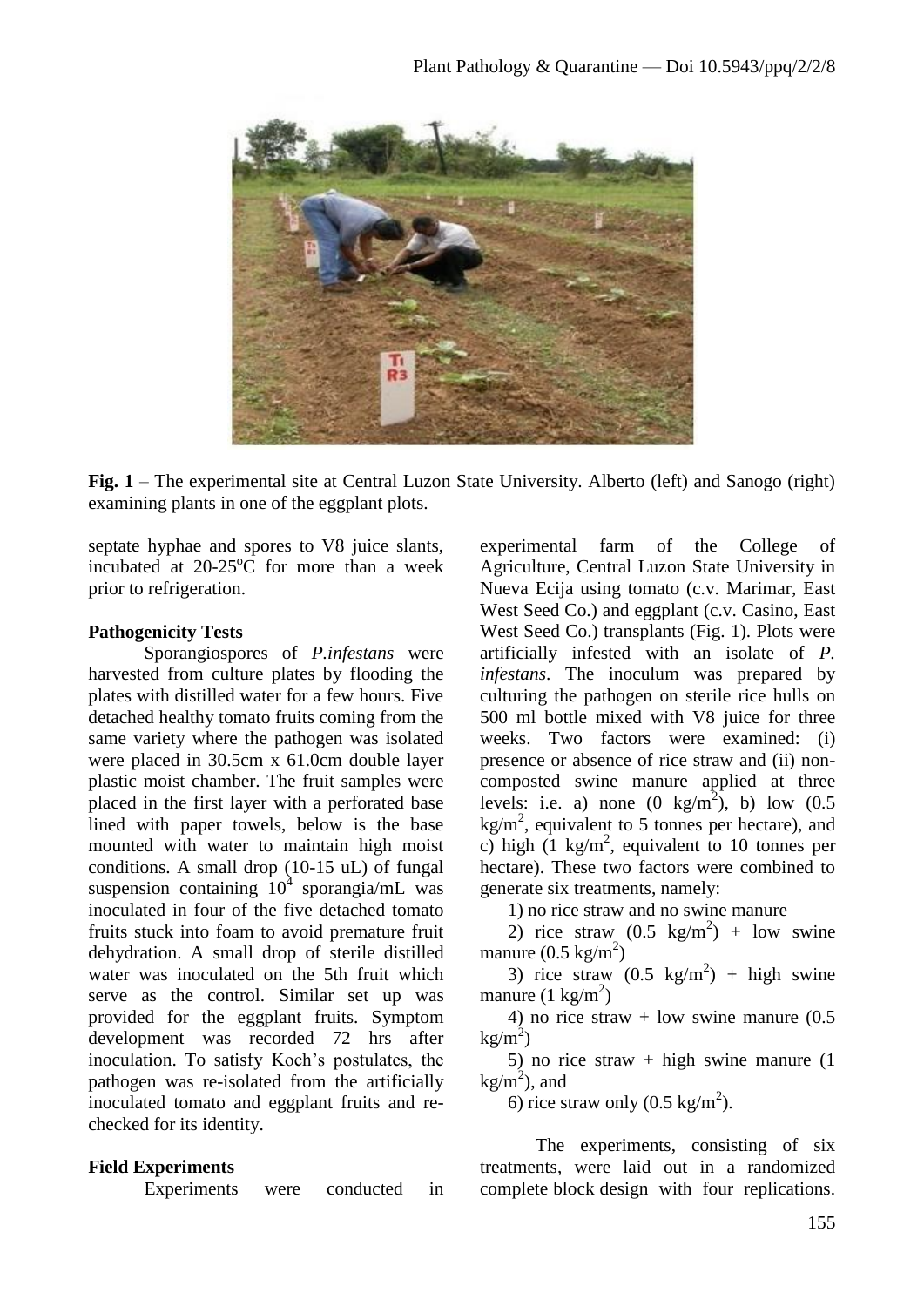**Fig. 1** – The experimental site at Central Luzon State University. Alberto (left) and Sanogo (right) examining plants in one of the eggplant plots.

septate hyphae and spores to V8 juice slants, incubated at 20-25°C for more than a week prior to refrigeration.

**Pathogenicity Tests**

Sporangiospores of *P.infestans* were harvested from culture plates by flooding the plates with distilled water for a few hours. Five detached healthy tomato fruits coming from the same variety where the pathogen was isolated were placed in 30.5cm x 61.0cm double layer plastic moist chamber. The fruit samples were placed in the first layer with a perforated base lined with paper towels, below is the base mounted with water to maintain high moist conditions. A small drop (10-15 uL) of fungal suspension containing $10^4$ sporangia/mL was inoculated in four of the five detached tomato fruits stuck into foam to avoid premature fruit dehydration. A small drop of sterile distilled water was inoculated on the 5th fruit which serve as the control. Similar set up was provided for the eggplant fruits. Symptom development was recorded 72 hrs after inoculation. To satisfy Koch's postulates, the pathogen was re-isolated from the artificially inoculated tomato and eggplant fruits and re-checked for its identity.

**Field Experiments**

Experiments were conducted in experimental farm of the College of Agriculture, Central Luzon State University in Nueva Ecija using tomato (c.v. Marimar, East West Seed Co.) and eggplant (c.v. Casino, East West Seed Co.) transplants (Fig. 1). Plots were artificially infested with an isolate of *P. infestans*. The inoculum was prepared by culturing the pathogen on sterile rice hulls on 500 ml bottle mixed with V8 juice for three weeks. Two factors were examined: (i) presence or absence of rice straw and (ii) non-composted swine manure applied at three levels: i.e. a) none (0 kg/m$^2$), b) low (0.5 kg/m$^2$, equivalent to 5 tonnes per hectare), and c) high (1 kg/m$^2$, equivalent to 10 tonnes per hectare). These two factors were combined to generate six treatments, namely:

1) no rice straw and no swine manure
2) rice straw (0.5 kg/m$^2$) + low swine manure (0.5 kg/m$^2$)
3) rice straw (0.5 kg/m$^2$) + high swine manure (1 kg/m$^2$)
4) no rice straw + low swine manure (0.5 kg/m$^2$)
5) no rice straw + high swine manure (1 kg/m$^2$), and
6) rice straw only (0.5 kg/m$^2$).

The experiments, consisting of six treatments, were laid out in a randomized complete block design with four replications.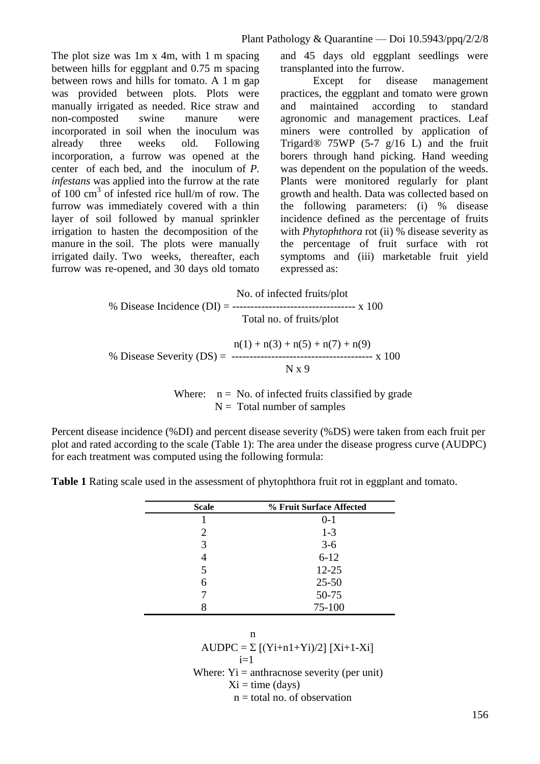The plot size was 1m x 4m, with 1 m spacing between hills for eggplant and 0.75 m spacing between rows and hills for tomato. A 1 m gap was provided between plots. Plots were manually irrigated as needed. Rice straw and non-composted swine manure were incorporated in soil when the inoculum was already three weeks old. Following incorporation, a furrow was opened at the center of each bed, and the inoculum of *P. infestans* was applied into the furrow at the rate of 100 $cm^3$ of infested rice hull/m of row. The furrow was immediately covered with a thin layer of soil followed by manual sprinkler irrigation to hasten the decomposition of the manure in the soil. The plots were manually irrigated daily. Two weeks, thereafter, each furrow was re-opened, and 30 days old tomato and 45 days old eggplant seedlings were transplanted into the furrow.

Except for disease management practices, the eggplant and tomato were grown and maintained according to standard agronomic and management practices. Leaf miners were controlled by application of Trigard® 75WP (5-7 g/16 L) and the fruit borers through hand picking. Hand weeding was dependent on the population of the weeds. Plants were monitored regularly for plant growth and health. Data was collected based on the following parameters: (i) % disease incidence defined as the percentage of fruits with *Phytophthora* rot (ii) % disease severity as the percentage of fruit surface with rot symptoms and (iii) marketable fruit yield expressed as:

$$\% \text{ Disease Incidence (DI)} = \frac{\text{No. of infected fruits/plot}}{\text{Total no. of fruits/plot}} \times 100$$

$$\% \text{ Disease Severity (DS)} = \frac{n(1) + n(3) + n(5) + n(7) + n(9)}{N \times 9} \times 100$$

Where: n = No. of infected fruits classified by grade
N = Total number of samples

Percent disease incidence (%DI) and percent disease severity (%DS) were taken from each fruit per plot and rated according to the scale (Table 1): The area under the disease progress curve (AUDPC) for each treatment was computed using the following formula:

**Table 1** Rating scale used in the assessment of phytophthora fruit rot in eggplant and tomato.

| Scale | % Fruit Surface Affected |
|---|---|
| 1 | 0-1 |
| 2 | 1-3 |
| 3 | 3-6 |
| 4 | 6-12 |
| 5 | 12-25 |
| 6 | 25-50 |
| 7 | 50-75 |
| 8 | 75-100 |

$$AUDPC = \sum_{i=1}^{n} [(Yi+n1+Yi)/2] [Xi+1-Xi]$$

Where: Yi = anthracnose severity (per unit)
Xi = time (days)
n = total no. of observation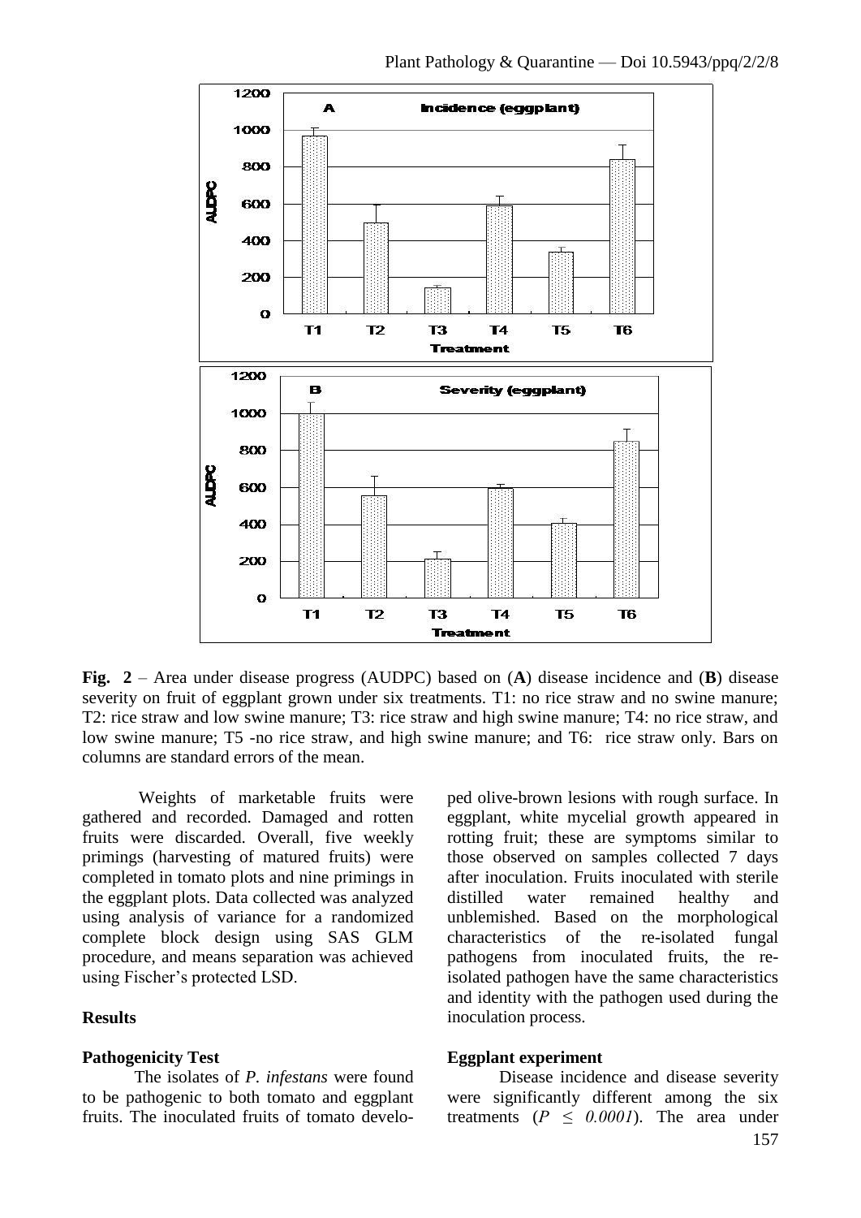**Fig. 2** – Area under disease progress (AUDPC) based on (**A**) disease incidence and (**B**) disease severity on fruit of eggplant grown under six treatments. T1: no rice straw and no swine manure; T2: rice straw and low swine manure; T3: rice straw and high swine manure; T4: no rice straw, and low swine manure; T5 -no rice straw, and high swine manure; and T6: rice straw only. Bars on columns are standard errors of the mean.

Weights of marketable fruits were gathered and recorded. Damaged and rotten fruits were discarded. Overall, five weekly primings (harvesting of matured fruits) were completed in tomato plots and nine primings in the eggplant plots. Data collected was analyzed using analysis of variance for a randomized complete block design using SAS GLM procedure, and means separation was achieved using Fischer's protected LSD.

## Results

### Pathogenicity Test

The isolates of *P. infestans* were found to be pathogenic to both tomato and eggplant fruits. The inoculated fruits of tomato developed olive-brown lesions with rough surface. In eggplant, white mycelial growth appeared in rotting fruit; these are symptoms similar to those observed on samples collected 7 days after inoculation. Fruits inoculated with sterile distilled water remained healthy and unblemished. Based on the morphological characteristics of the re-isolated fungal pathogens from inoculated fruits, the re-isolated pathogen have the same characteristics and identity with the pathogen used during the inoculation process.

### Eggplant experiment

Disease incidence and disease severity were significantly different among the six treatments ($P \leq 0.0001$). The area under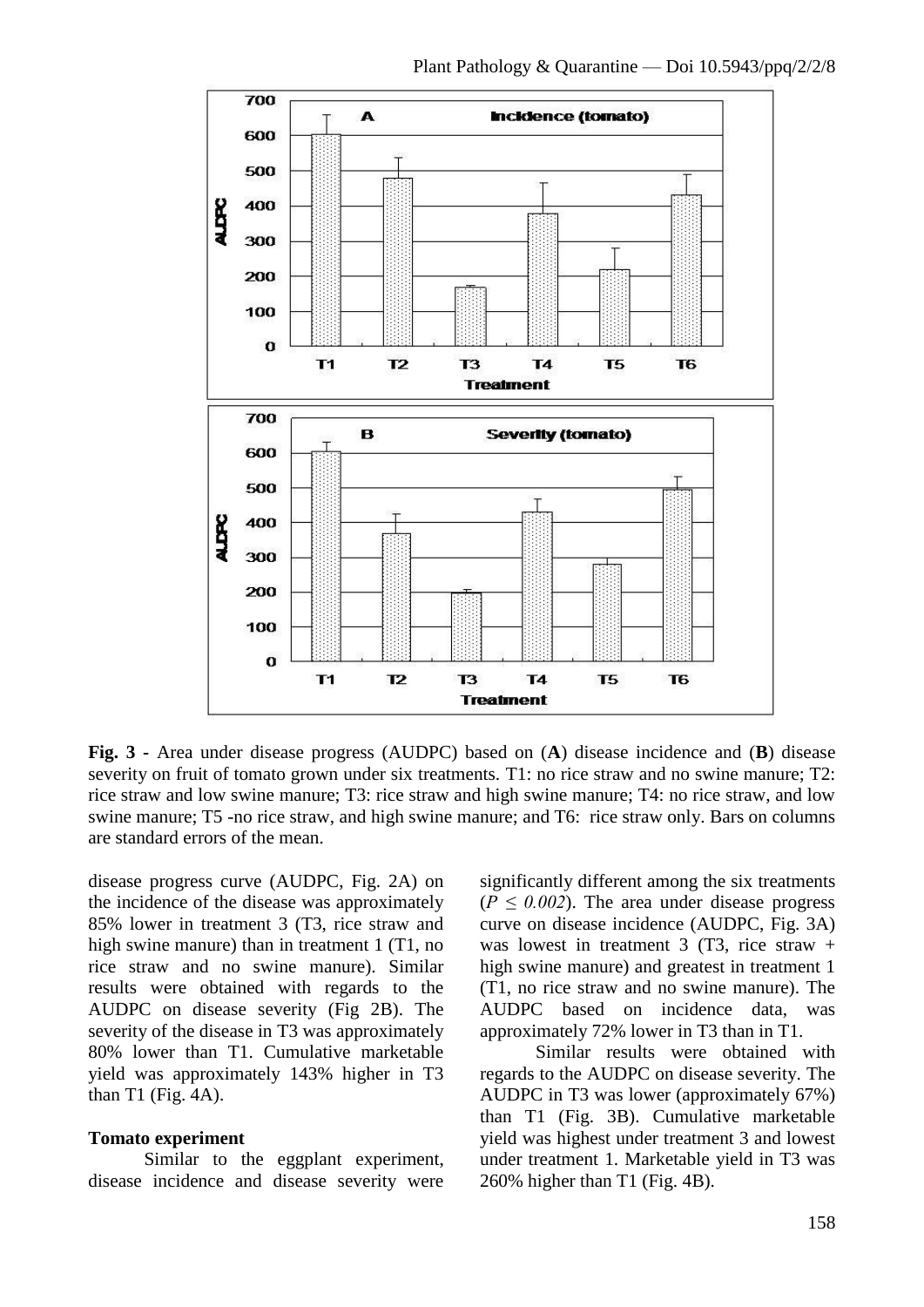**Fig. 3** - Area under disease progress (AUDPC) based on (**A**) disease incidence and (**B**) disease severity on fruit of tomato grown under six treatments. T1: no rice straw and no swine manure; T2: rice straw and low swine manure; T3: rice straw and high swine manure; T4: no rice straw, and low swine manure; T5 -no rice straw, and high swine manure; and T6: rice straw only. Bars on columns are standard errors of the mean.

disease progress curve (AUDPC, Fig. 2A) on the incidence of the disease was approximately 85% lower in treatment 3 (T3, rice straw and high swine manure) than in treatment 1 (T1, no rice straw and no swine manure). Similar results were obtained with regards to the AUDPC on disease severity (Fig 2B). The severity of the disease in T3 was approximately 80% lower than T1. Cumulative marketable yield was approximately 143% higher in T3 than T1 (Fig. 4A).

**Tomato experiment**

Similar to the eggplant experiment, disease incidence and disease severity were significantly different among the six treatments ($P \leq 0.002$). The area under disease progress curve on disease incidence (AUDPC, Fig. 3A) was lowest in treatment 3 (T3, rice straw + high swine manure) and greatest in treatment 1 (T1, no rice straw and no swine manure). The AUDPC based on incidence data, was approximately 72% lower in T3 than in T1.

Similar results were obtained with regards to the AUDPC on disease severity. The AUDPC in T3 was lower (approximately 67%) than T1 (Fig. 3B). Cumulative marketable yield was highest under treatment 3 and lowest under treatment 1. Marketable yield in T3 was 260% higher than T1 (Fig. 4B).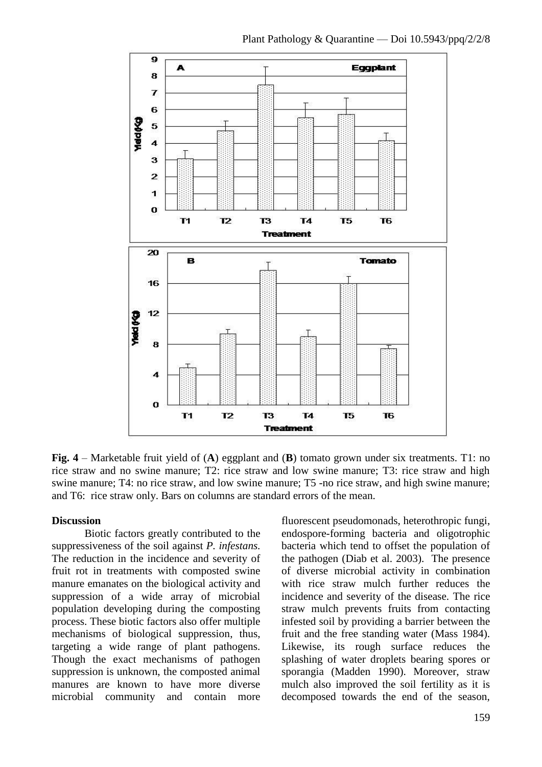**Fig. 4** – Marketable fruit yield of (**A**) eggplant and (**B**) tomato grown under six treatments. T1: no rice straw and no swine manure; T2: rice straw and low swine manure; T3: rice straw and high swine manure; T4: no rice straw, and low swine manure; T5 -no rice straw, and high swine manure; and T6: rice straw only. Bars on columns are standard errors of the mean.

**Discussion**

Biotic factors greatly contributed to the suppressiveness of the soil against *P. infestans.* The reduction in the incidence and severity of fruit rot in treatments with composted swine manure emanates on the biological activity and suppression of a wide array of microbial population developing during the composting process. These biotic factors also offer multiple mechanisms of biological suppression, thus, targeting a wide range of plant pathogens. Though the exact mechanisms of pathogen suppression is unknown, the composted animal manures are known to have more diverse microbial community and contain more fluorescent pseudomonads, heterothropic fungi, endospore-forming bacteria and oligotrophic bacteria which tend to offset the population of the pathogen (Diab et al. 2003). The presence of diverse microbial activity in combination with rice straw mulch further reduces the incidence and severity of the disease. The rice straw mulch prevents fruits from contacting infested soil by providing a barrier between the fruit and the free standing water (Mass 1984). Likewise, its rough surface reduces the splashing of water droplets bearing spores or sporangia (Madden 1990). Moreover, straw mulch also improved the soil fertility as it is decomposed towards the end of the season,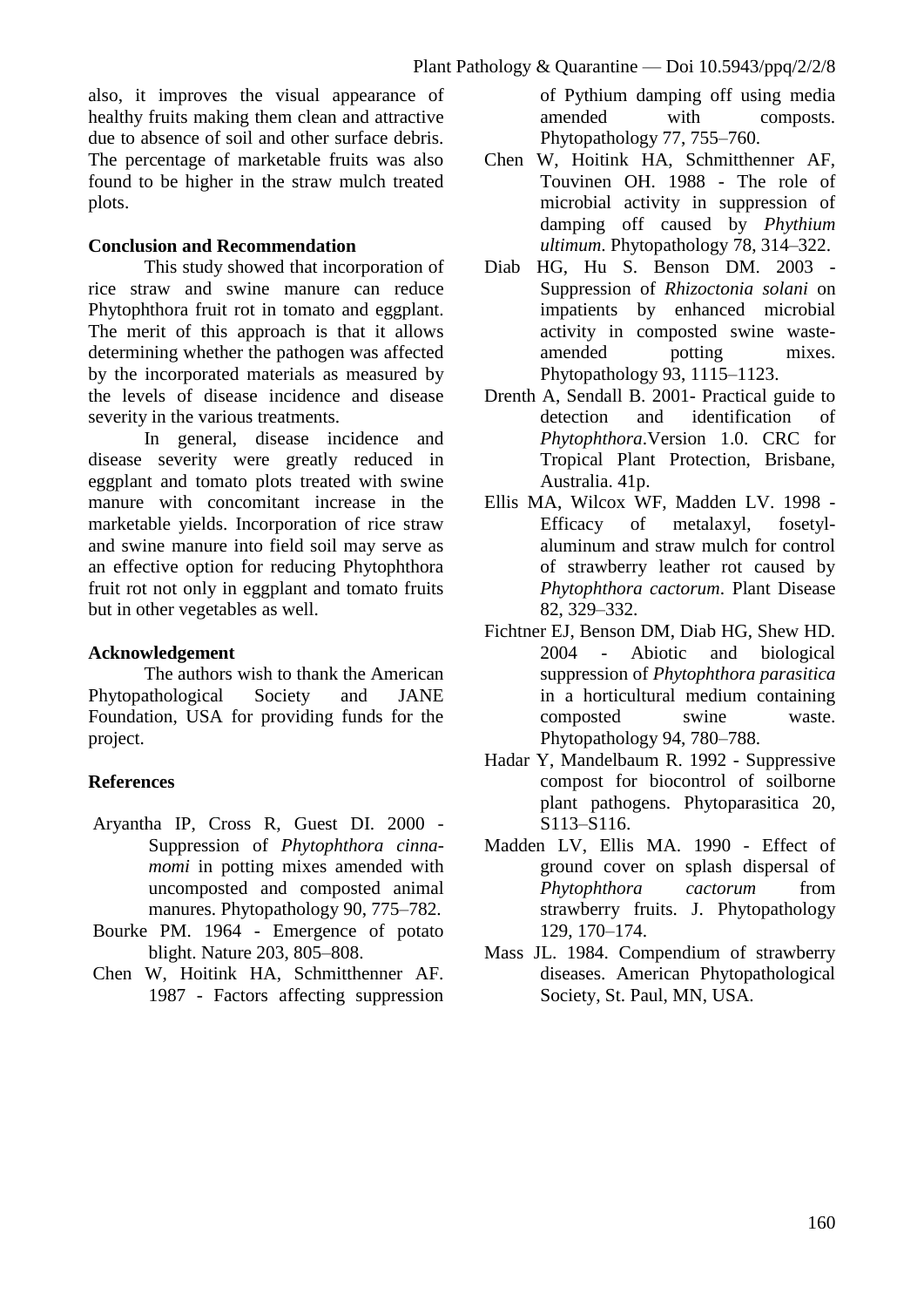also, it improves the visual appearance of healthy fruits making them clean and attractive due to absence of soil and other surface debris. The percentage of marketable fruits was also found to be higher in the straw mulch treated plots.

## Conclusion and Recommendation

This study showed that incorporation of rice straw and swine manure can reduce Phytophthora fruit rot in tomato and eggplant. The merit of this approach is that it allows determining whether the pathogen was affected by the incorporated materials as measured by the levels of disease incidence and disease severity in the various treatments.

In general, disease incidence and disease severity were greatly reduced in eggplant and tomato plots treated with swine manure with concomitant increase in the marketable yields. Incorporation of rice straw and swine manure into field soil may serve as an effective option for reducing Phytophthora fruit rot not only in eggplant and tomato fruits but in other vegetables as well.

## Acknowledgement

The authors wish to thank the American Phytopathological Society and JANE Foundation, USA for providing funds for the project.

## References

Aryantha IP, Cross R, Guest DI. 2000 - Suppression of *Phytophthora cinnamomi* in potting mixes amended with uncomposted and composted animal manures. Phytopathology 90, 775–782.

Bourke PM. 1964 - Emergence of potato blight. Nature 203, 805–808.

Chen W, Hoitink HA, Schmitthenner AF. 1987 - Factors affecting suppression of Pythium damping off using media amended with composts. Phytopathology 77, 755–760.

Chen W, Hoitink HA, Schmitthenner AF, Touvinen OH. 1988 - The role of microbial activity in suppression of damping off caused by *Phythium ultimum*. Phytopathology 78, 314–322.

Diab HG, Hu S. Benson DM. 2003 - Suppression of *Rhizoctonia solani* on impatients by enhanced microbial activity in composted swine waste-amended potting mixes. Phytopathology 93, 1115–1123.

Drenth A, Sendall B. 2001- Practical guide to detection and identification of *Phytophthora*.Version 1.0. CRC for Tropical Plant Protection, Brisbane, Australia. 41p.

Ellis MA, Wilcox WF, Madden LV. 1998 - Efficacy of metalaxyl, fosetyl-aluminum and straw mulch for control of strawberry leather rot caused by *Phytophthora cactorum*. Plant Disease 82, 329–332.

Fichtner EJ, Benson DM, Diab HG, Shew HD. 2004 - Abiotic and biological suppression of *Phytophthora parasitica* in a horticultural medium containing composted swine waste. Phytopathology 94, 780–788.

Hadar Y, Mandelbaum R. 1992 - Suppressive compost for biocontrol of soilborne plant pathogens. Phytoparasitica 20, S113–S116.

Madden LV, Ellis MA. 1990 - Effect of ground cover on splash dispersal of *Phytophthora cactorum* from strawberry fruits. J. Phytopathology 129, 170–174.

Mass JL. 1984. Compendium of strawberry diseases. American Phytopathological Society, St. Paul, MN, USA.